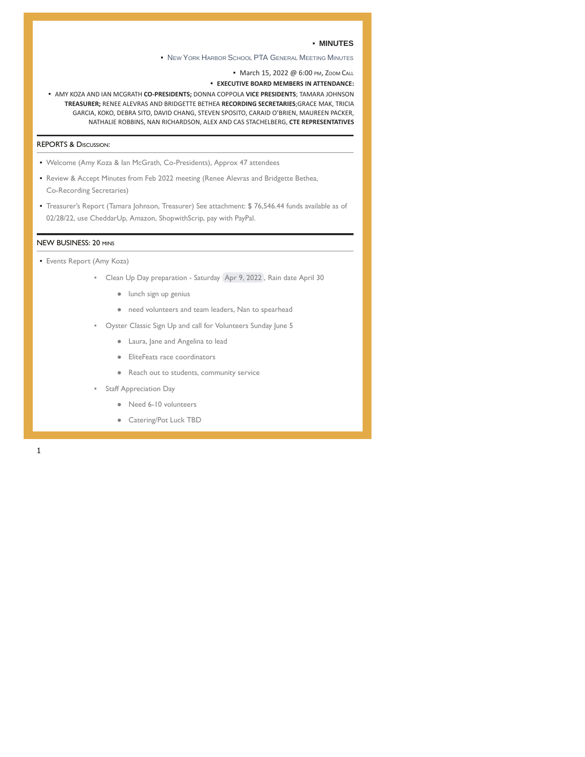# MINUTES

## New York Harbor School PTA General Meeting Minutes

March 15, 2022 @ 6:00 PM, Zoom Call

**EXECUTIVE BOARD MEMBERS IN ATTENDANCE:**

AMY KOZA AND IAN MCGRATH **CO-PRESIDENTS;** DONNA COPPOLA **VICE PRESIDENTS**; TAMARA JOHNSON **TREASURER;** RENEE ALEVRAS AND BRIDGETTE BETHEA **RECORDING SECRETARIES**;GRACE MAK, TRICIA GARCIA, KOKO, DEBRA SITO, DAVID CHANG, STEVEN SPOSITO, CARAID O'BRIEN, MAUREEN PACKER, NATHALIE ROBBINS, NAN RICHARDSON, ALEX AND CAS STACHELBERG, **CTE REPRESENTATIVES**

---

### REPORTS & Discussion:

- Welcome (Amy Koza & Ian McGrath, Co-Presidents), Approx 47 attendees
- Review & Accept Minutes from Feb 2022 meeting (Renee Alevras and Bridgette Bethea, Co-Recording Secretaries)
- Treasurer's Report (Tamara Johnson, Treasurer) See attachment: $ 76,546.44 funds available as of 02/28/22, use CheddarUp, Amazon, ShopwithScrip, pay with PayPal.

---

### NEW BUSINESS: 20 mins

- Events Report (Amy Koza)
  - Clean Up Day preparation - Saturday Apr 9, 2022, Rain date April 30
    - lunch sign up genius
    - need volunteers and team leaders, Nan to spearhead
  - Oyster Classic Sign Up and call for Volunteers Sunday June 5
    - Laura, Jane and Angelina to lead
    - EliteFeats race coordinators
    - Reach out to students, community service
  - Staff Appreciation Day
    - Need 6-10 volunteers
    - Catering/Pot Luck TBD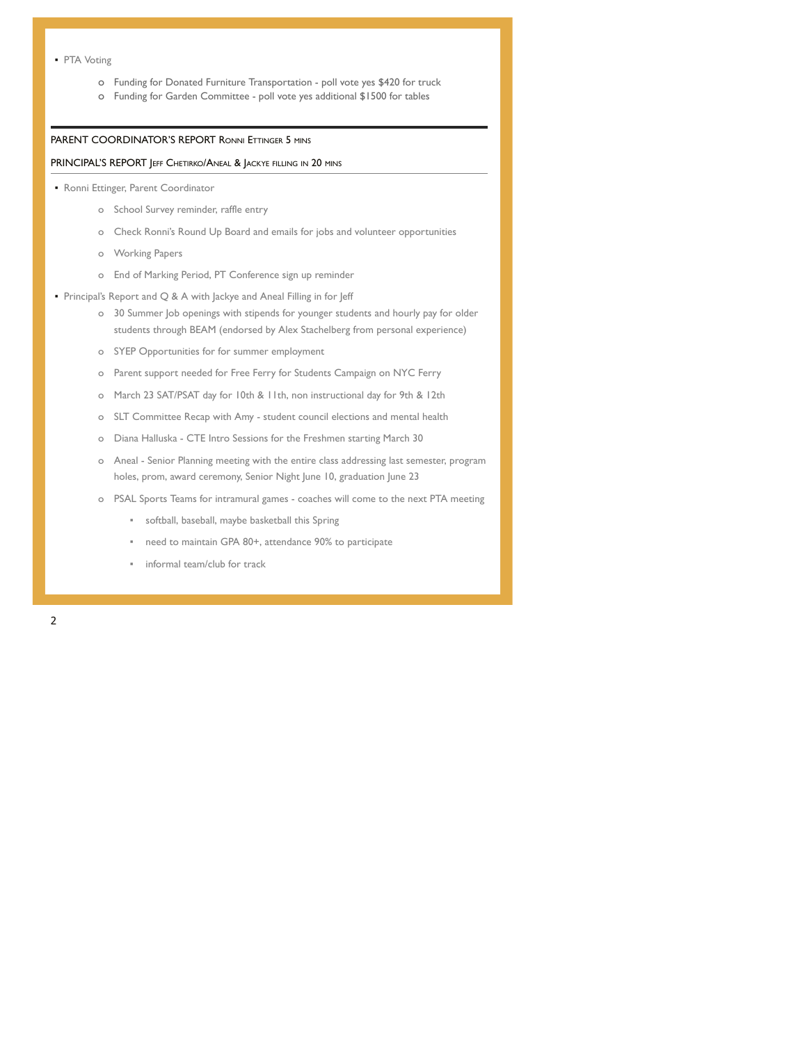- PTA Voting
  - Funding for Donated Furniture Transportation - poll vote yes $420 for truck
  - Funding for Garden Committee - poll vote yes additional $1500 for tables

---

PARENT COORDINATOR'S REPORT Ronni Ettinger 5 mins

PRINCIPAL'S REPORT Jeff Chetirko/Aneal & Jackye filling in 20 mins

---

- Ronni Ettinger, Parent Coordinator
  - School Survey reminder, raffle entry
  - Check Ronni's Round Up Board and emails for jobs and volunteer opportunities
  - Working Papers
  - End of Marking Period, PT Conference sign up reminder
- Principal's Report and Q & A with Jackye and Aneal Filling in for Jeff
  - 30 Summer Job openings with stipends for younger students and hourly pay for older students through BEAM (endorsed by Alex Stachelberg from personal experience)
  - SYEP Opportunities for for summer employment
  - Parent support needed for Free Ferry for Students Campaign on NYC Ferry
  - March 23 SAT/PSAT day for 10th & 11th, non instructional day for 9th & 12th
  - SLT Committee Recap with Amy - student council elections and mental health
  - Diana Halluska - CTE Intro Sessions for the Freshmen starting March 30
  - Aneal - Senior Planning meeting with the entire class addressing last semester, program holes, prom, award ceremony, Senior Night June 10, graduation June 23
  - PSAL Sports Teams for intramural games - coaches will come to the next PTA meeting
    - softball, baseball, maybe basketball this Spring
    - need to maintain GPA 80+, attendance 90% to participate
    - informal team/club for track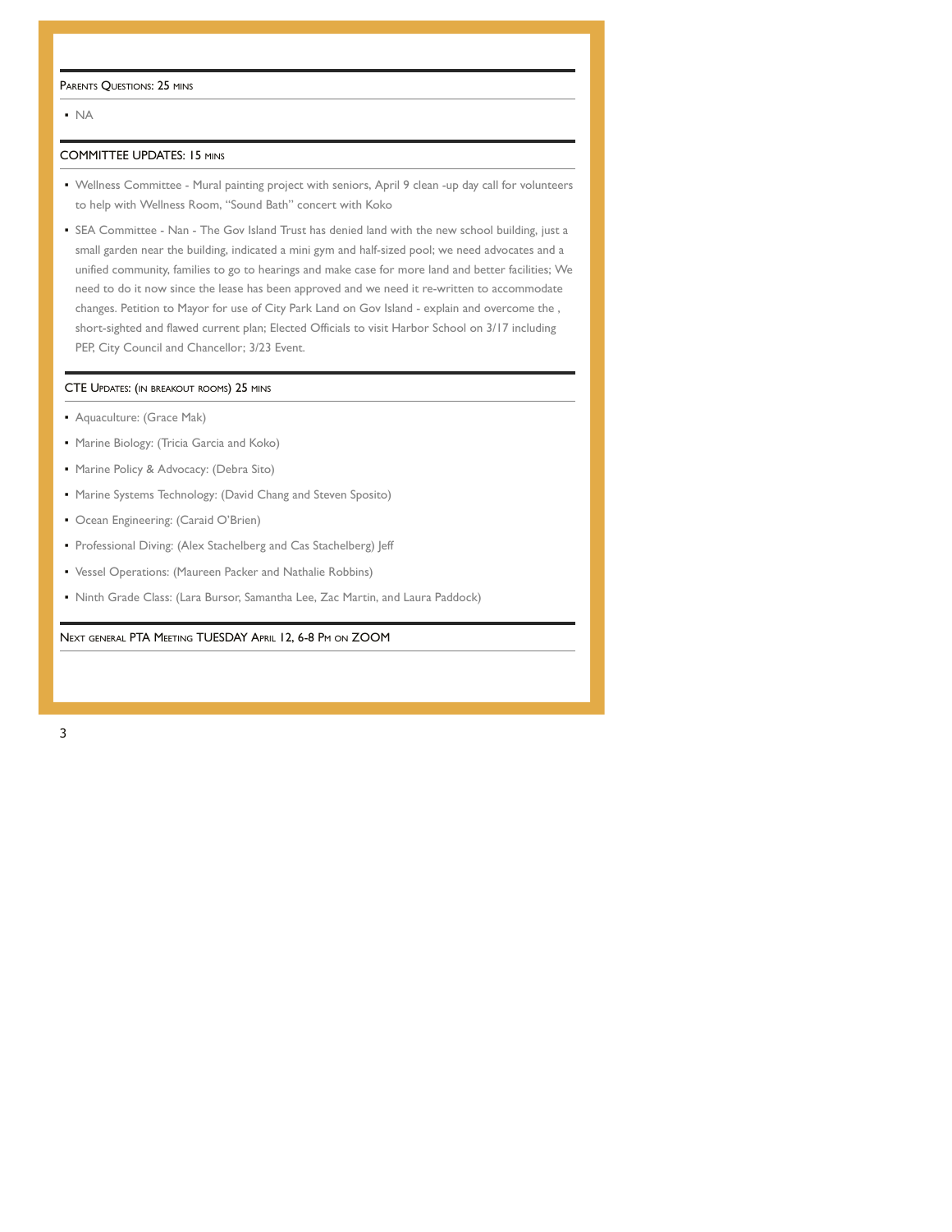## PARENTS QUESTIONS: 25 MINS

- NA

## COMMITTEE UPDATES: 15 MINS

- Wellness Committee - Mural painting project with seniors, April 9 clean -up day call for volunteers to help with Wellness Room, "Sound Bath" concert with Koko
- SEA Committee - Nan - The Gov Island Trust has denied land with the new school building, just a small garden near the building, indicated a mini gym and half-sized pool; we need advocates and a unified community, families to go to hearings and make case for more land and better facilities; We need to do it now since the lease has been approved and we need it re-written to accommodate changes. Petition to Mayor for use of City Park Land on Gov Island - explain and overcome the , short-sighted and flawed current plan; Elected Officials to visit Harbor School on 3/17 including PEP, City Council and Chancellor; 3/23 Event.

## CTE UPDATES: (IN BREAKOUT ROOMS) 25 MINS

- Aquaculture: (Grace Mak)
- Marine Biology: (Tricia Garcia and Koko)
- Marine Policy & Advocacy: (Debra Sito)
- Marine Systems Technology: (David Chang and Steven Sposito)
- Ocean Engineering: (Caraid O'Brien)
- Professional Diving: (Alex Stachelberg and Cas Stachelberg) Jeff
- Vessel Operations: (Maureen Packer and Nathalie Robbins)
- Ninth Grade Class: (Lara Bursor, Samantha Lee, Zac Martin, and Laura Paddock)

## NEXT GENERAL PTA MEETING TUESDAY APRIL 12, 6-8 PM ON ZOOM